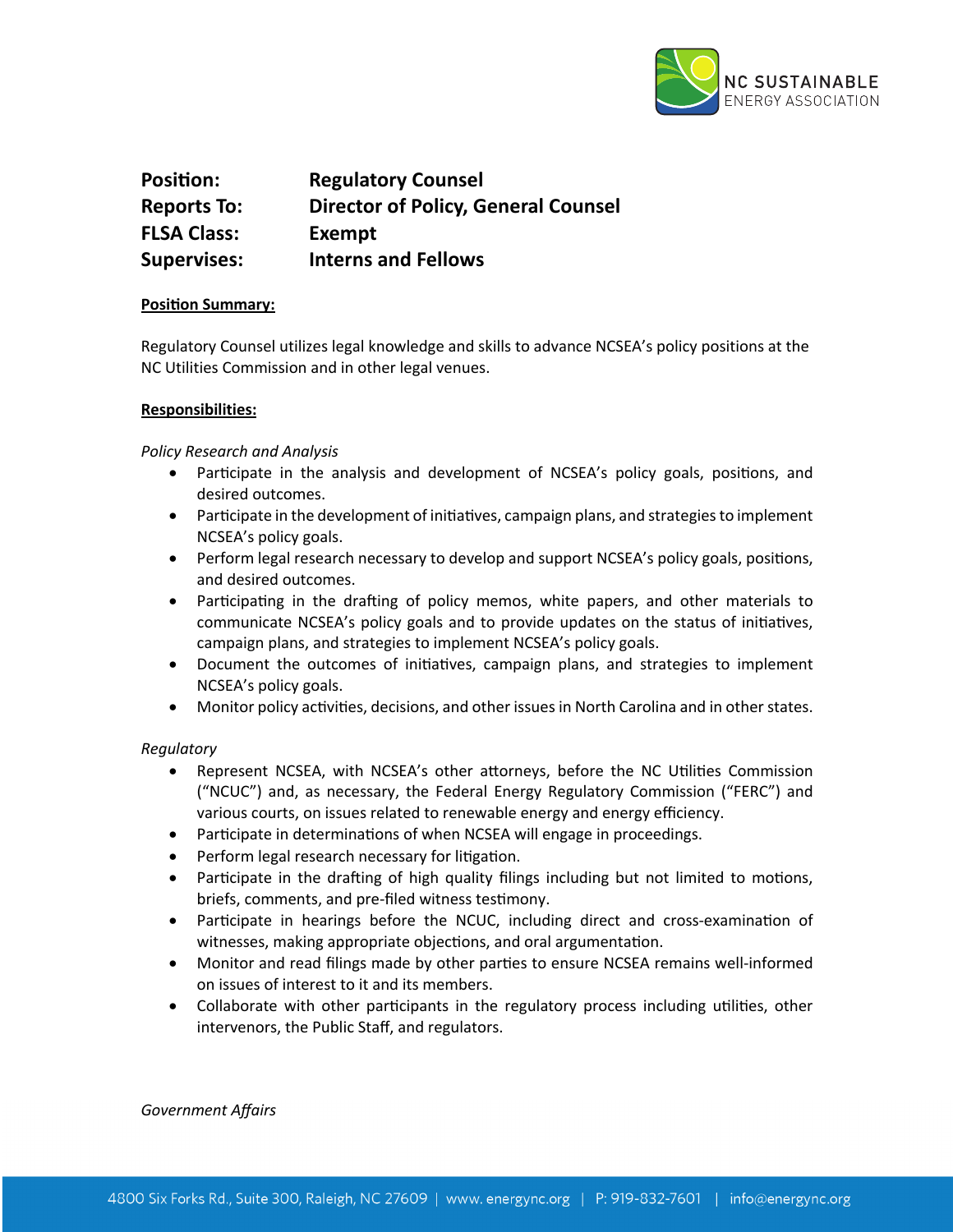NC SUSTAINABLE ENERGY ASSOCIATION

**Position:** Regulatory Counsel
**Reports To:** Director of Policy, General Counsel
**FLSA Class:** Exempt
**Supervises:** Interns and Fellows

**Position Summary:**

Regulatory Counsel utilizes legal knowledge and skills to advance NCSEA's policy positions at the NC Utilities Commission and in other legal venues.

**Responsibilities:**

*Policy Research and Analysis*

- Participate in the analysis and development of NCSEA's policy goals, positions, and desired outcomes.
- Participate in the development of initiatives, campaign plans, and strategies to implement NCSEA's policy goals.
- Perform legal research necessary to develop and support NCSEA's policy goals, positions, and desired outcomes.
- Participating in the drafting of policy memos, white papers, and other materials to communicate NCSEA's policy goals and to provide updates on the status of initiatives, campaign plans, and strategies to implement NCSEA's policy goals.
- Document the outcomes of initiatives, campaign plans, and strategies to implement NCSEA's policy goals.
- Monitor policy activities, decisions, and other issues in North Carolina and in other states.

*Regulatory*

- Represent NCSEA, with NCSEA's other attorneys, before the NC Utilities Commission ("NCUC") and, as necessary, the Federal Energy Regulatory Commission ("FERC") and various courts, on issues related to renewable energy and energy efficiency.
- Participate in determinations of when NCSEA will engage in proceedings.
- Perform legal research necessary for litigation.
- Participate in the drafting of high quality filings including but not limited to motions, briefs, comments, and pre-filed witness testimony.
- Participate in hearings before the NCUC, including direct and cross-examination of witnesses, making appropriate objections, and oral argumentation.
- Monitor and read filings made by other parties to ensure NCSEA remains well-informed on issues of interest to it and its members.
- Collaborate with other participants in the regulatory process including utilities, other intervenors, the Public Staff, and regulators.

*Government Affairs*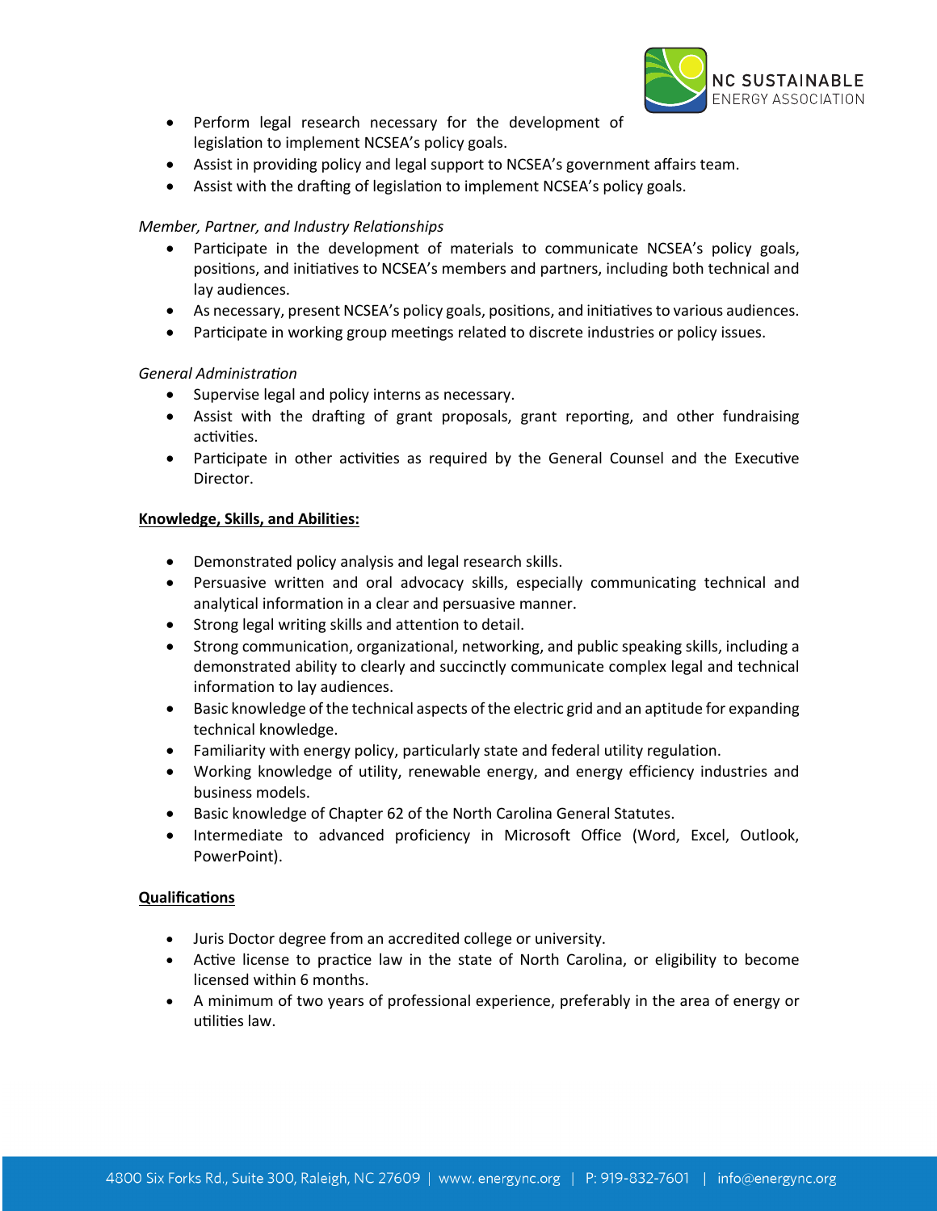- Perform legal research necessary for the development of legislation to implement NCSEA's policy goals.
- Assist in providing policy and legal support to NCSEA's government affairs team.
- Assist with the drafting of legislation to implement NCSEA's policy goals.

*Member, Partner, and Industry Relationships*

- Participate in the development of materials to communicate NCSEA's policy goals, positions, and initiatives to NCSEA's members and partners, including both technical and lay audiences.
- As necessary, present NCSEA's policy goals, positions, and initiatives to various audiences.
- Participate in working group meetings related to discrete industries or policy issues.

*General Administration*

- Supervise legal and policy interns as necessary.
- Assist with the drafting of grant proposals, grant reporting, and other fundraising activities.
- Participate in other activities as required by the General Counsel and the Executive Director.

**Knowledge, Skills, and Abilities:**

- Demonstrated policy analysis and legal research skills.
- Persuasive written and oral advocacy skills, especially communicating technical and analytical information in a clear and persuasive manner.
- Strong legal writing skills and attention to detail.
- Strong communication, organizational, networking, and public speaking skills, including a demonstrated ability to clearly and succinctly communicate complex legal and technical information to lay audiences.
- Basic knowledge of the technical aspects of the electric grid and an aptitude for expanding technical knowledge.
- Familiarity with energy policy, particularly state and federal utility regulation.
- Working knowledge of utility, renewable energy, and energy efficiency industries and business models.
- Basic knowledge of Chapter 62 of the North Carolina General Statutes.
- Intermediate to advanced proficiency in Microsoft Office (Word, Excel, Outlook, PowerPoint).

**Qualifications**

- Juris Doctor degree from an accredited college or university.
- Active license to practice law in the state of North Carolina, or eligibility to become licensed within 6 months.
- A minimum of two years of professional experience, preferably in the area of energy or utilities law.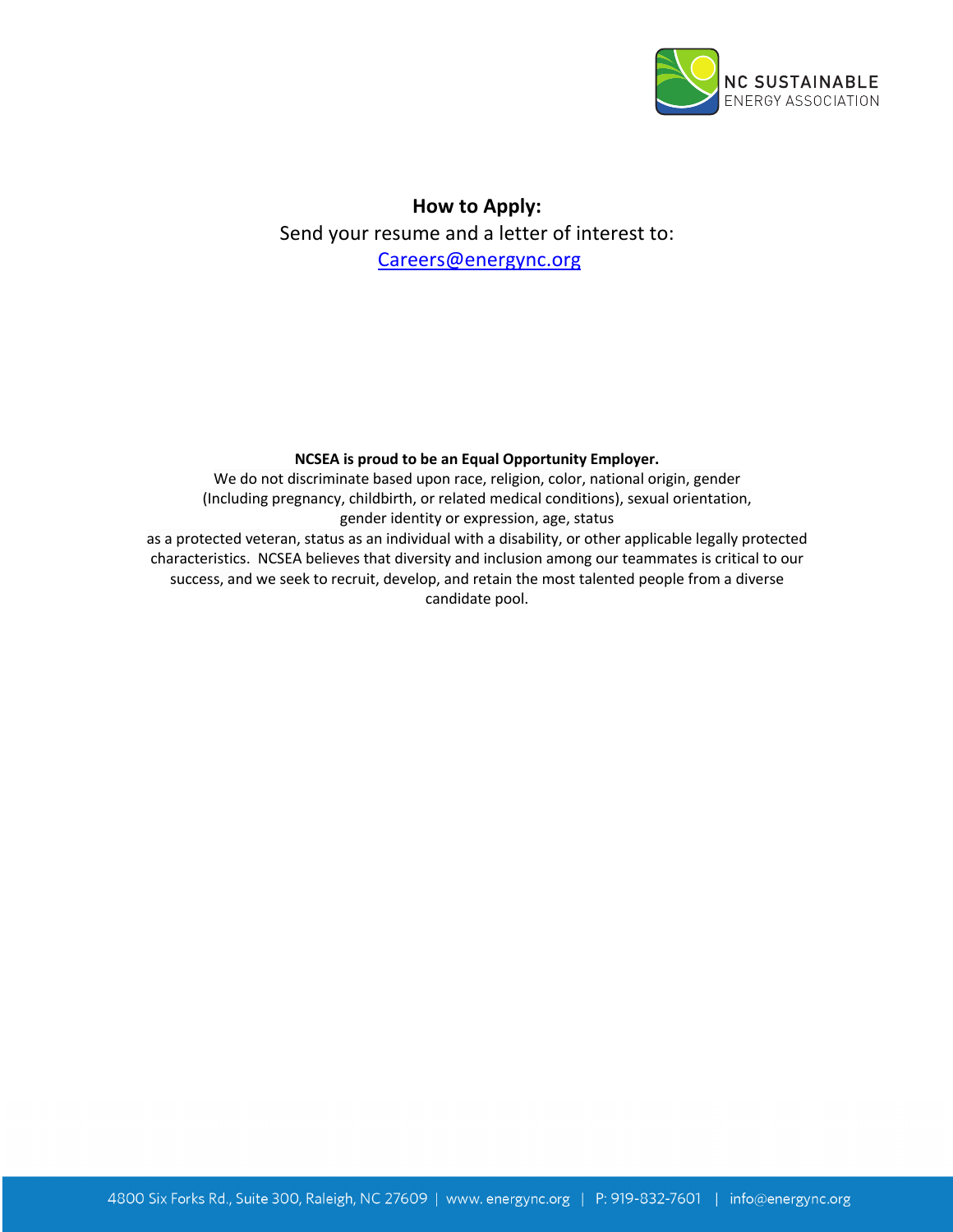**How to Apply:**

Send your resume and a letter of interest to:

Careers@energync.org

**NCSEA is proud to be an Equal Opportunity Employer.**

We do not discriminate based upon race, religion, color, national origin, gender (Including pregnancy, childbirth, or related medical conditions), sexual orientation, gender identity or expression, age, status as a protected veteran, status as an individual with a disability, or other applicable legally protected characteristics. NCSEA believes that diversity and inclusion among our teammates is critical to our success, and we seek to recruit, develop, and retain the most talented people from a diverse candidate pool.